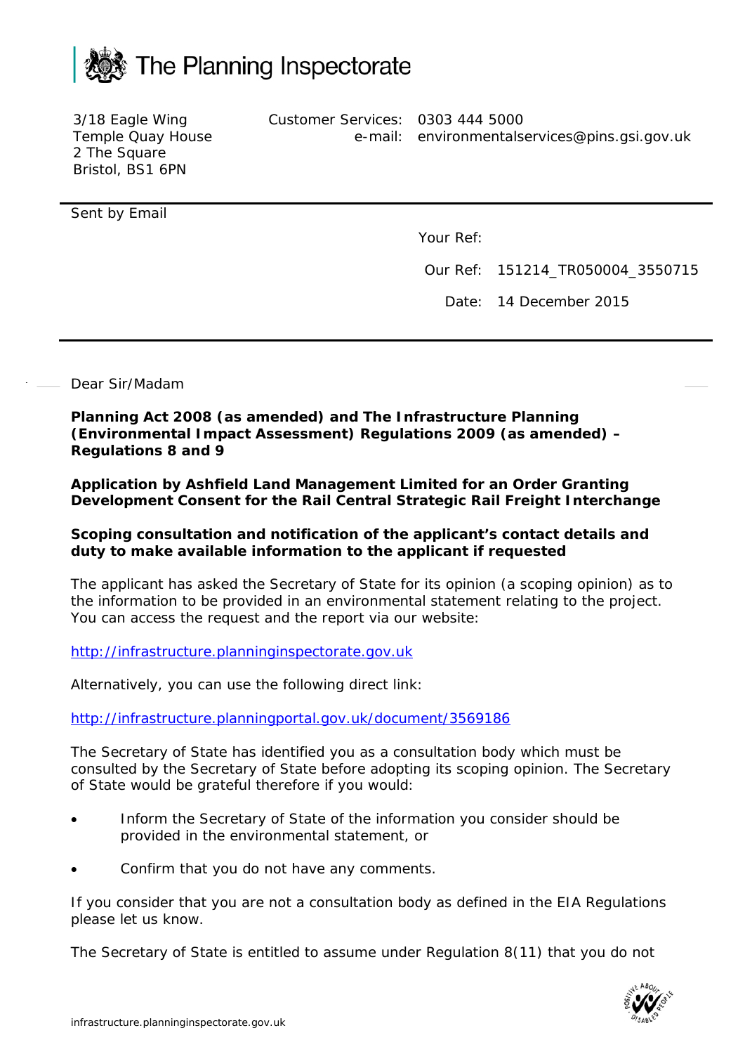The Planning Inspectorate

3/18 Eagle Wing
Temple Quay House
2 The Square
Bristol, BS1 6PN

Customer Services: 0303 444 5000
e-mail: environmentalservices@pins.gsi.gov.uk

Sent by Email

Your Ref:

Our Ref: 151214_TR050004_3550715

Date: 14 December 2015

Dear Sir/Madam

**Planning Act 2008 (as amended) and The Infrastructure Planning (Environmental Impact Assessment) Regulations 2009 (as amended) – Regulations 8 and 9**

**Application by Ashfield Land Management Limited for an Order Granting Development Consent for the Rail Central Strategic Rail Freight Interchange**

**Scoping consultation and notification of the applicant's contact details and duty to make available information to the applicant if requested**

The applicant has asked the Secretary of State for its opinion (a scoping opinion) as to the information to be provided in an environmental statement relating to the project. You can access the request and the report via our website:

http://infrastructure.planninginspectorate.gov.uk

Alternatively, you can use the following direct link:

http://infrastructure.planningportal.gov.uk/document/3569186

The Secretary of State has identified you as a consultation body which must be consulted by the Secretary of State before adopting its scoping opinion. The Secretary of State would be grateful therefore if you would:

- Inform the Secretary of State of the information you consider should be provided in the environmental statement, or
- Confirm that you do not have any comments.

If you consider that you are not a consultation body as defined in the EIA Regulations please let us know.

The Secretary of State is entitled to assume under Regulation 8(11) that you do not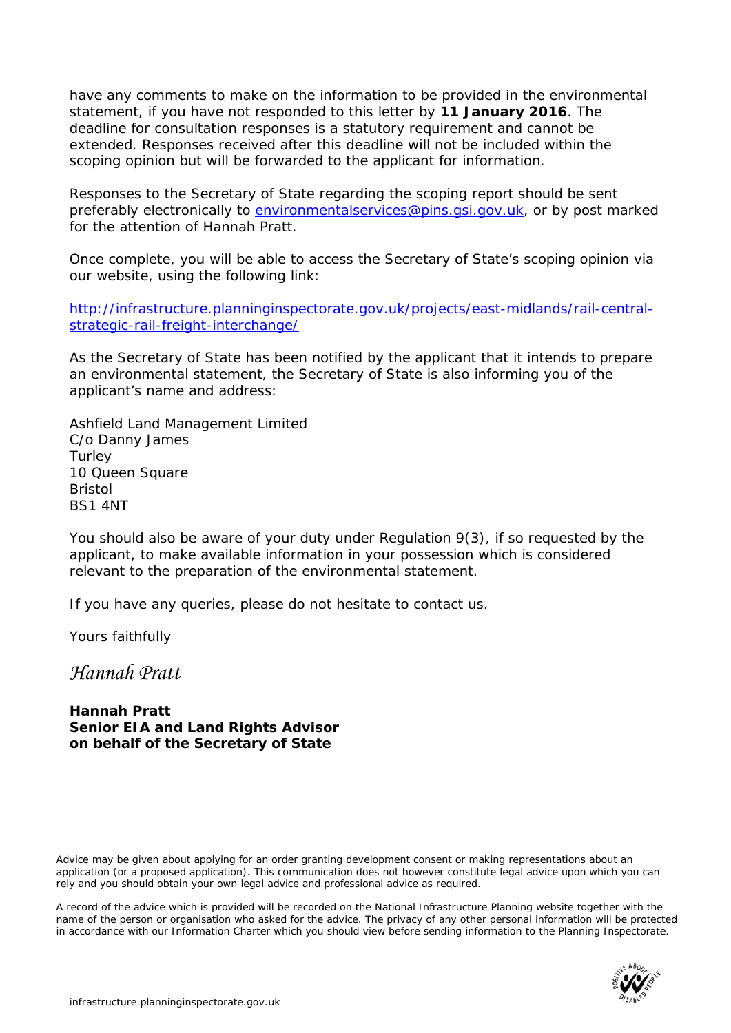have any comments to make on the information to be provided in the environmental statement, if you have not responded to this letter by **11 January 2016**. The deadline for consultation responses is a statutory requirement and cannot be extended. Responses received after this deadline will not be included within the scoping opinion but will be forwarded to the applicant for information.

Responses to the Secretary of State regarding the scoping report should be sent preferably electronically to environmentalservices@pins.gsi.gov.uk, or by post marked for the attention of Hannah Pratt.

Once complete, you will be able to access the Secretary of State's scoping opinion via our website, using the following link:

http://infrastructure.planninginspectorate.gov.uk/projects/east-midlands/rail-central-strategic-rail-freight-interchange/

As the Secretary of State has been notified by the applicant that it intends to prepare an environmental statement, the Secretary of State is also informing you of the applicant's name and address:

Ashfield Land Management Limited
C/o Danny James
Turley
10 Queen Square
Bristol
BS1 4NT

You should also be aware of your duty under Regulation 9(3), if so requested by the applicant, to make available information in your possession which is considered relevant to the preparation of the environmental statement.

If you have any queries, please do not hesitate to contact us.

Yours faithfully

*Hannah Pratt*

**Hannah Pratt**
**Senior EIA and Land Rights Advisor**
**on behalf of the Secretary of State**

Advice may be given about applying for an order granting development consent or making representations about an application (or a proposed application). This communication does not however constitute legal advice upon which you can rely and you should obtain your own legal advice and professional advice as required.

A record of the advice which is provided will be recorded on the National Infrastructure Planning website together with the name of the person or organisation who asked for the advice. The privacy of any other personal information will be protected in accordance with our Information Charter which you should view before sending information to the Planning Inspectorate.

infrastructure.planninginspectorate.gov.uk